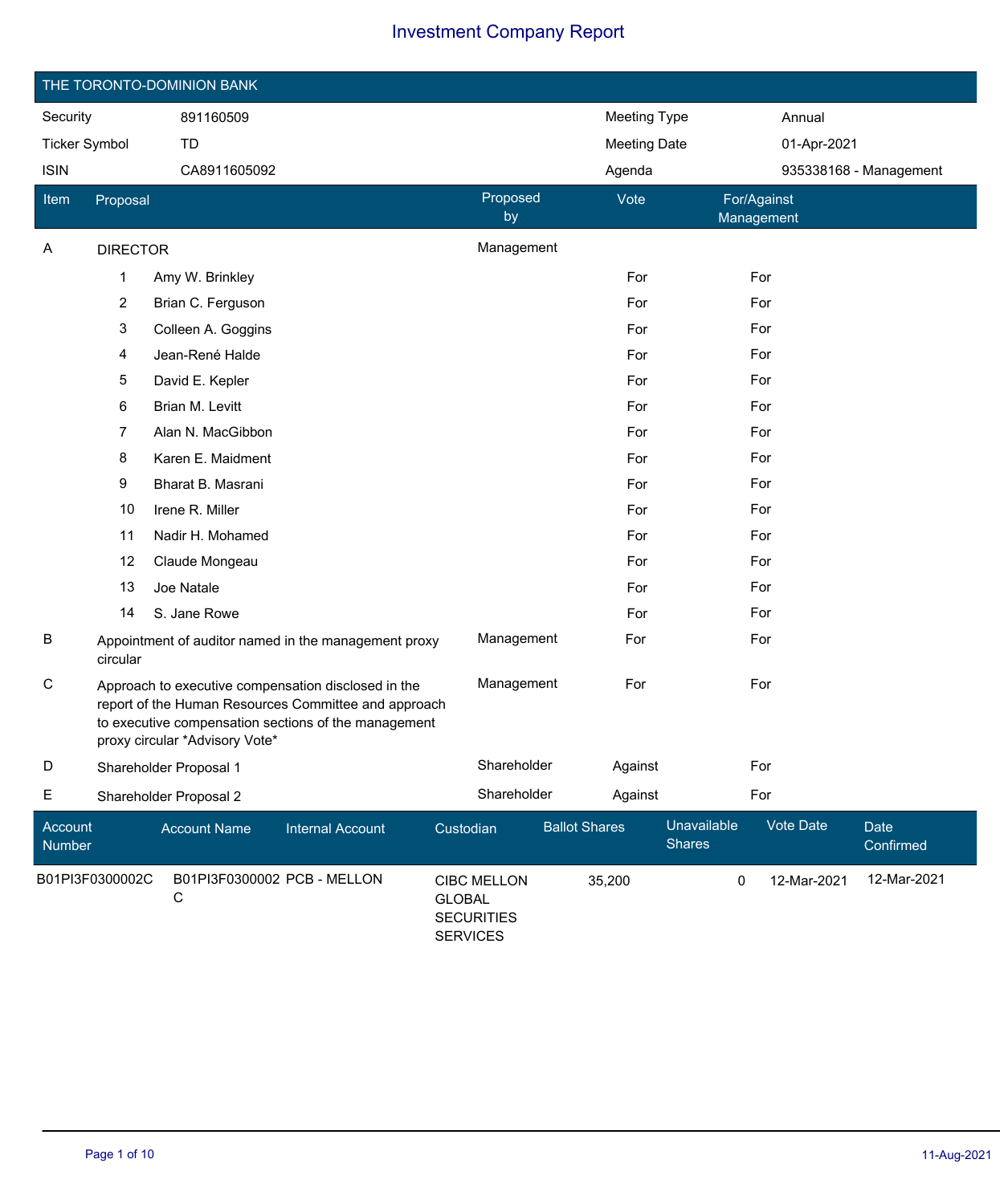# Investment Company Report

## THE TORONTO-DOMINION BANK

| | | | |
|---|---|---|---|
| Security | 891160509 | Meeting Type | Annual |
| Ticker Symbol | TD | Meeting Date | 01-Apr-2021 |
| ISIN | CA8911605092 | Agenda | 935338168 - Management |

| Item | Proposal | Proposed by | Vote | For/Against Management |
|---|---|---|---|---|
| A | DIRECTOR | Management | | |
| | 1 Amy W. Brinkley | | For | For |
| | 2 Brian C. Ferguson | | For | For |
| | 3 Colleen A. Goggins | | For | For |
| | 4 Jean-René Halde | | For | For |
| | 5 David E. Kepler | | For | For |
| | 6 Brian M. Levitt | | For | For |
| | 7 Alan N. MacGibbon | | For | For |
| | 8 Karen E. Maidment | | For | For |
| | 9 Bharat B. Masrani | | For | For |
| | 10 Irene R. Miller | | For | For |
| | 11 Nadir H. Mohamed | | For | For |
| | 12 Claude Mongeau | | For | For |
| | 13 Joe Natale | | For | For |
| | 14 S. Jane Rowe | | For | For |
| B | Appointment of auditor named in the management proxy circular | Management | For | For |
| C | Approach to executive compensation disclosed in the report of the Human Resources Committee and approach to executive compensation sections of the management proxy circular *Advisory Vote* | Management | For | For |
| D | Shareholder Proposal 1 | Shareholder | Against | For |
| E | Shareholder Proposal 2 | Shareholder | Against | For |

| Account Number | Account Name | Internal Account | Custodian | Ballot Shares | Unavailable Shares | Vote Date | Date Confirmed |
|---|---|---|---|---|---|---|---|
| B01PI3F0300002C | B01PI3F0300002C | PCB - MELLON | CIBC MELLON GLOBAL SECURITIES SERVICES | 35,200 | 0 | 12-Mar-2021 | 12-Mar-2021 |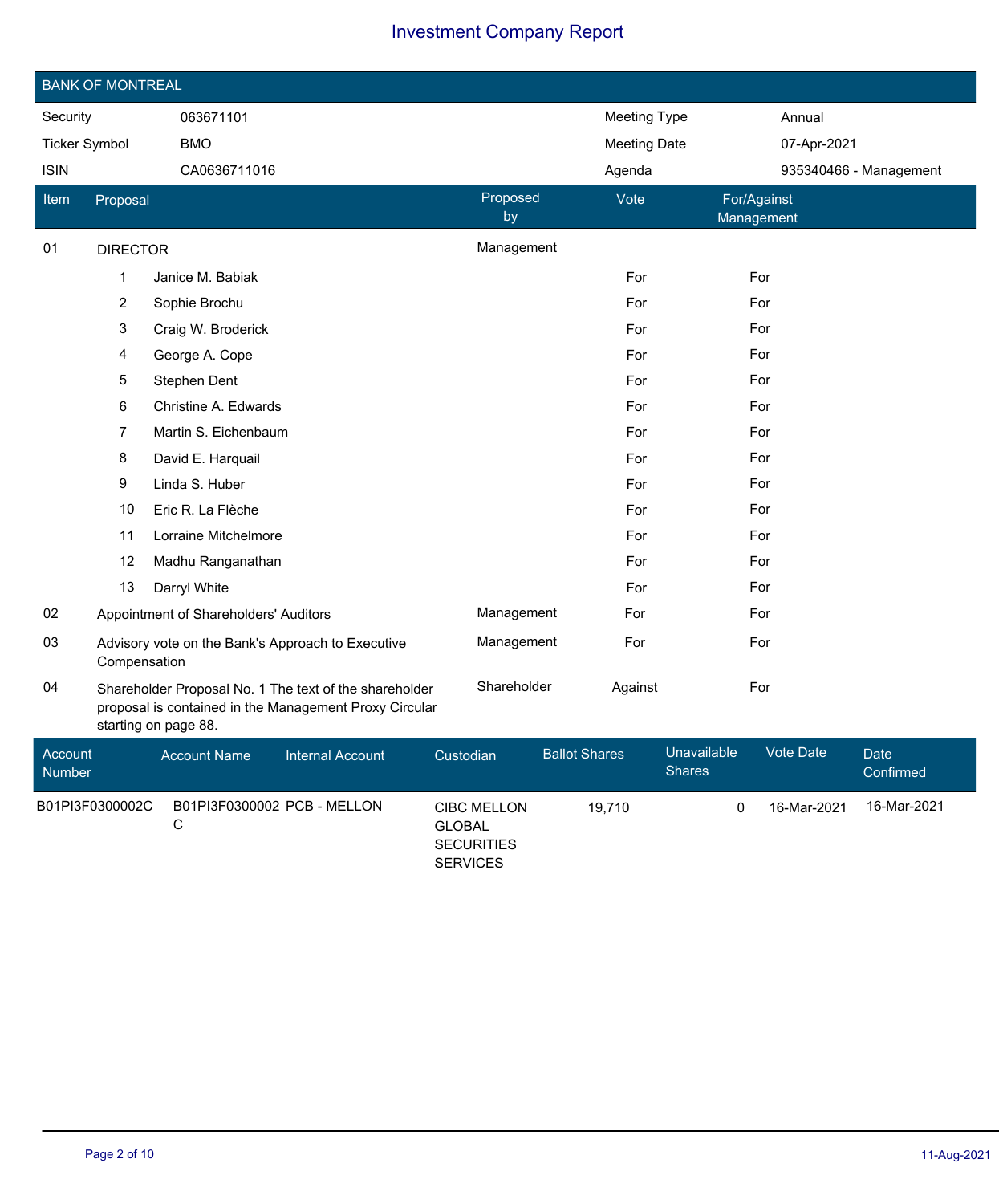# Investment Company Report

## BANK OF MONTREAL

| | | | |
|---|---|---|---|
| Security | 063671101 | Meeting Type | Annual |
| Ticker Symbol | BMO | Meeting Date | 07-Apr-2021 |
| ISIN | CA0636711016 | Agenda | 935340466 - Management |

| Item | Proposal | Proposed by | Vote | For/Against Management |
|---|---|---|---|---|
| 01 | DIRECTOR | Management | | |
| | 1 Janice M. Babiak | | For | For |
| | 2 Sophie Brochu | | For | For |
| | 3 Craig W. Broderick | | For | For |
| | 4 George A. Cope | | For | For |
| | 5 Stephen Dent | | For | For |
| | 6 Christine A. Edwards | | For | For |
| | 7 Martin S. Eichenbaum | | For | For |
| | 8 David E. Harquail | | For | For |
| | 9 Linda S. Huber | | For | For |
| | 10 Eric R. La Flèche | | For | For |
| | 11 Lorraine Mitchelmore | | For | For |
| | 12 Madhu Ranganathan | | For | For |
| | 13 Darryl White | | For | For |
| 02 | Appointment of Shareholders' Auditors | Management | For | For |
| 03 | Advisory vote on the Bank's Approach to Executive Compensation | Management | For | For |
| 04 | Shareholder Proposal No. 1 The text of the shareholder proposal is contained in the Management Proxy Circular starting on page 88. | Shareholder | Against | For |

| Account Number | Account Name | Internal Account | Custodian | Ballot Shares | Unavailable Shares | Vote Date | Date Confirmed |
|---|---|---|---|---|---|---|---|
| B01PI3F0300002C | B01PI3F0300002C | PCB - MELLON | CIBC MELLON GLOBAL SECURITIES SERVICES | 19,710 | 0 | 16-Mar-2021 | 16-Mar-2021 |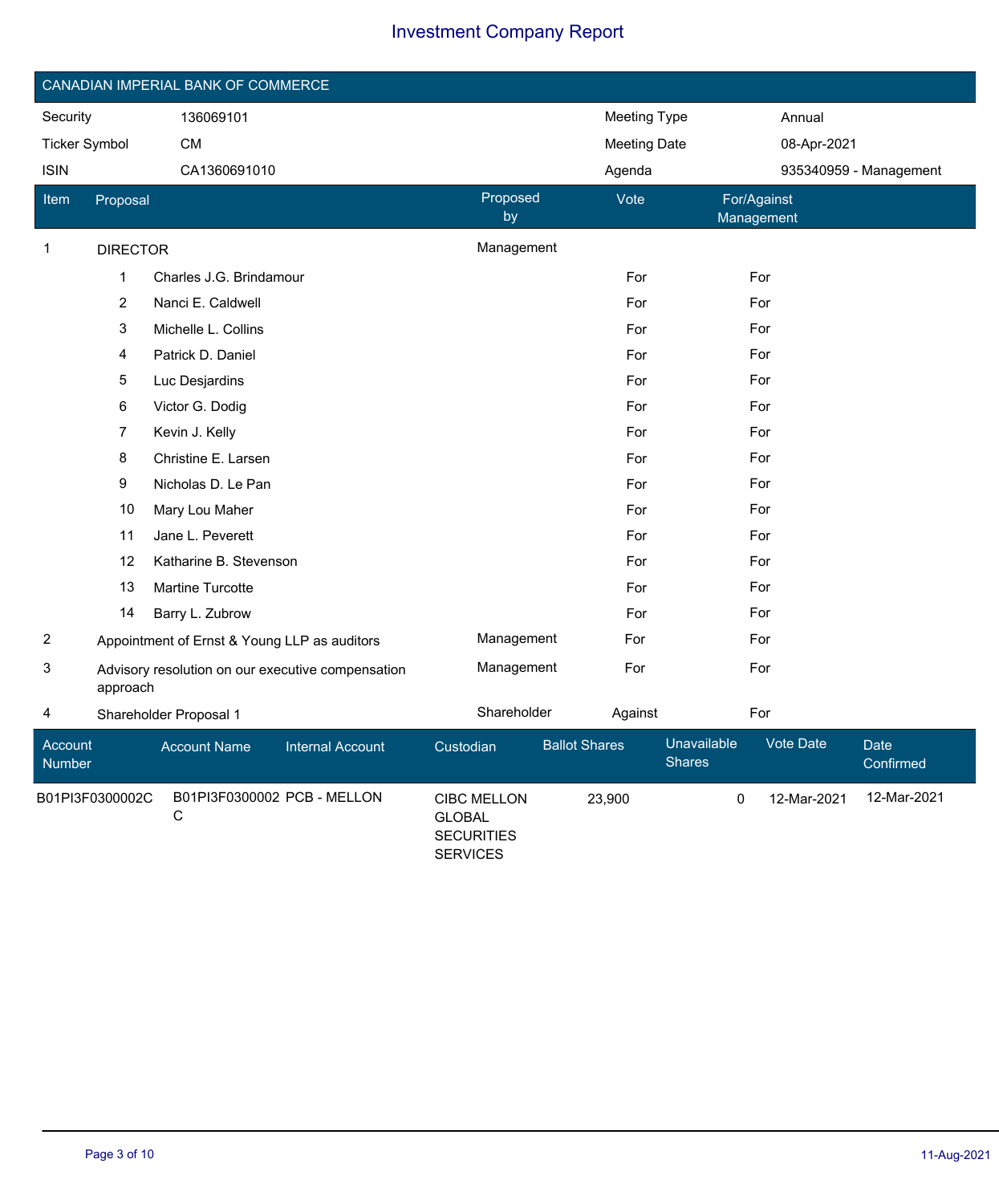# Investment Company Report

## CANADIAN IMPERIAL BANK OF COMMERCE

| | | | |
|---|---|---|---|
| Security | 136069101 | Meeting Type | Annual |
| Ticker Symbol | CM | Meeting Date | 08-Apr-2021 |
| ISIN | CA1360691010 | Agenda | 935340959 - Management |

| Item | Proposal | Proposed by | Vote | For/Against Management |
|---|---|---|---|---|
| 1 | DIRECTOR | Management | | |
| | 1 Charles J.G. Brindamour | | For | For |
| | 2 Nanci E. Caldwell | | For | For |
| | 3 Michelle L. Collins | | For | For |
| | 4 Patrick D. Daniel | | For | For |
| | 5 Luc Desjardins | | For | For |
| | 6 Victor G. Dodig | | For | For |
| | 7 Kevin J. Kelly | | For | For |
| | 8 Christine E. Larsen | | For | For |
| | 9 Nicholas D. Le Pan | | For | For |
| | 10 Mary Lou Maher | | For | For |
| | 11 Jane L. Peverett | | For | For |
| | 12 Katharine B. Stevenson | | For | For |
| | 13 Martine Turcotte | | For | For |
| | 14 Barry L. Zubrow | | For | For |
| 2 | Appointment of Ernst & Young LLP as auditors | Management | For | For |
| 3 | Advisory resolution on our executive compensation approach | Management | For | For |
| 4 | Shareholder Proposal 1 | Shareholder | Against | For |

| Account Number | Account Name | Internal Account | Custodian | Ballot Shares | Unavailable Shares | Vote Date | Date Confirmed |
|---|---|---|---|---|---|---|---|
| B01PI3F0300002C | B01PI3F0300002 C | PCB - MELLON | CIBC MELLON GLOBAL SECURITIES SERVICES | 23,900 | 0 | 12-Mar-2021 | 12-Mar-2021 |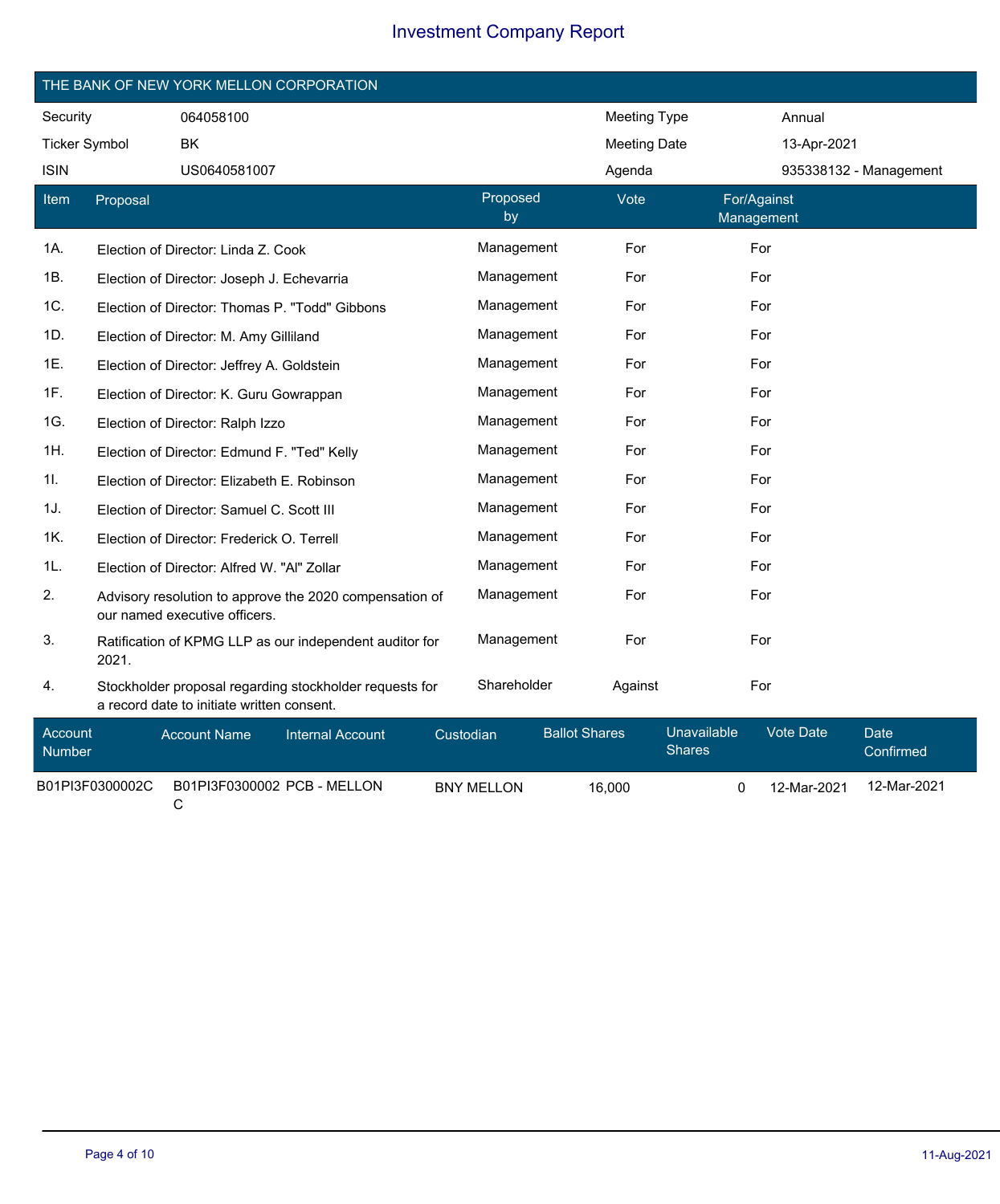# Investment Company Report

## THE BANK OF NEW YORK MELLON CORPORATION

| Security | 064058100 | Meeting Type | Annual |
|---|---|---|---|
| Ticker Symbol | BK | Meeting Date | 13-Apr-2021 |
| ISIN | US0640581007 | Agenda | 935338132 - Management |

| Item | Proposal | Proposed by | Vote | For/Against Management |
|---|---|---|---|---|
| 1A. | Election of Director: Linda Z. Cook | Management | For | For |
| 1B. | Election of Director: Joseph J. Echevarria | Management | For | For |
| 1C. | Election of Director: Thomas P. "Todd" Gibbons | Management | For | For |
| 1D. | Election of Director: M. Amy Gilliland | Management | For | For |
| 1E. | Election of Director: Jeffrey A. Goldstein | Management | For | For |
| 1F. | Election of Director: K. Guru Gowrappan | Management | For | For |
| 1G. | Election of Director: Ralph Izzo | Management | For | For |
| 1H. | Election of Director: Edmund F. "Ted" Kelly | Management | For | For |
| 1I. | Election of Director: Elizabeth E. Robinson | Management | For | For |
| 1J. | Election of Director: Samuel C. Scott III | Management | For | For |
| 1K. | Election of Director: Frederick O. Terrell | Management | For | For |
| 1L. | Election of Director: Alfred W. "Al" Zollar | Management | For | For |
| 2. | Advisory resolution to approve the 2020 compensation of our named executive officers. | Management | For | For |
| 3. | Ratification of KPMG LLP as our independent auditor for 2021. | Management | For | For |
| 4. | Stockholder proposal regarding stockholder requests for a record date to initiate written consent. | Shareholder | Against | For |

| Account Number | Account Name | Internal Account | Custodian | Ballot Shares | Unavailable Shares | Vote Date | Date Confirmed |
|---|---|---|---|---|---|---|---|
| B01PI3F0300002C | B01PI3F0300002C | PCB - MELLON | BNY MELLON | 16,000 | 0 | 12-Mar-2021 | 12-Mar-2021 |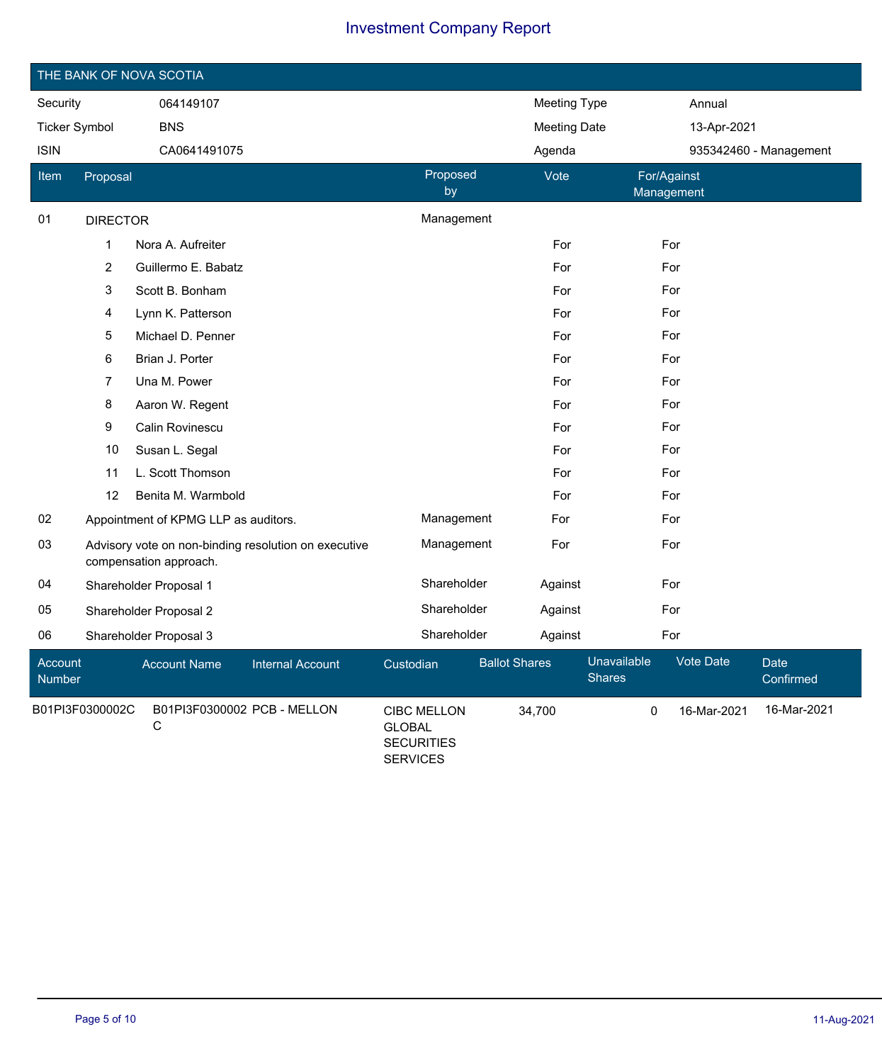# Investment Company Report

## THE BANK OF NOVA SCOTIA

| | | | |
|---|---|---|---|
| Security | 064149107 | Meeting Type | Annual |
| Ticker Symbol | BNS | Meeting Date | 13-Apr-2021 |
| ISIN | CA0641491075 | Agenda | 935342460 - Management |

| Item | Proposal | Proposed by | Vote | For/Against Management |
|---|---|---|---|---|
| 01 | DIRECTOR | Management | | |
| | 1 Nora A. Aufreiter | | For | For |
| | 2 Guillermo E. Babatz | | For | For |
| | 3 Scott B. Bonham | | For | For |
| | 4 Lynn K. Patterson | | For | For |
| | 5 Michael D. Penner | | For | For |
| | 6 Brian J. Porter | | For | For |
| | 7 Una M. Power | | For | For |
| | 8 Aaron W. Regent | | For | For |
| | 9 Calin Rovinescu | | For | For |
| | 10 Susan L. Segal | | For | For |
| | 11 L. Scott Thomson | | For | For |
| | 12 Benita M. Warmbold | | For | For |
| 02 | Appointment of KPMG LLP as auditors. | Management | For | For |
| 03 | Advisory vote on non-binding resolution on executive compensation approach. | Management | For | For |
| 04 | Shareholder Proposal 1 | Shareholder | Against | For |
| 05 | Shareholder Proposal 2 | Shareholder | Against | For |
| 06 | Shareholder Proposal 3 | Shareholder | Against | For |

| Account Number | Account Name | Internal Account | Custodian | Ballot Shares | Unavailable Shares | Vote Date | Date Confirmed |
|---|---|---|---|---|---|---|---|
| B01PI3F0300002C | B01PI3F0300002C | PCB - MELLON | CIBC MELLON GLOBAL SECURITIES SERVICES | 34,700 | 0 | 16-Mar-2021 | 16-Mar-2021 |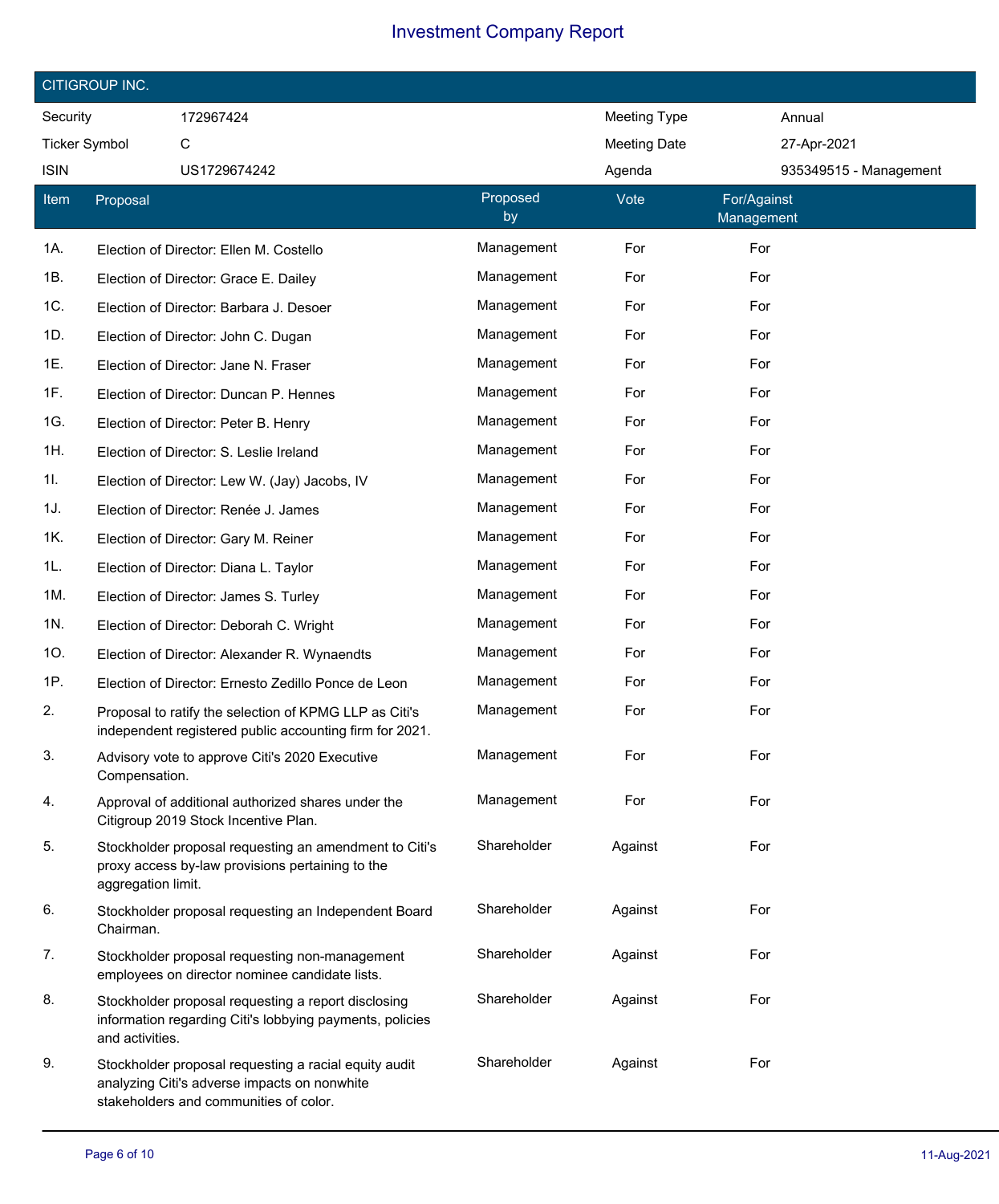# Investment Company Report

## CITIGROUP INC.

| | | | |
|---|---|---|---|
| Security | 172967424 | Meeting Type | Annual |
| Ticker Symbol | C | Meeting Date | 27-Apr-2021 |
| ISIN | US1729674242 | Agenda | 935349515 - Management |

| Item | Proposal | Proposed by | Vote | For/Against Management |
|---|---|---|---|---|
| 1A. | Election of Director: Ellen M. Costello | Management | For | For |
| 1B. | Election of Director: Grace E. Dailey | Management | For | For |
| 1C. | Election of Director: Barbara J. Desoer | Management | For | For |
| 1D. | Election of Director: John C. Dugan | Management | For | For |
| 1E. | Election of Director: Jane N. Fraser | Management | For | For |
| 1F. | Election of Director: Duncan P. Hennes | Management | For | For |
| 1G. | Election of Director: Peter B. Henry | Management | For | For |
| 1H. | Election of Director: S. Leslie Ireland | Management | For | For |
| 1I. | Election of Director: Lew W. (Jay) Jacobs, IV | Management | For | For |
| 1J. | Election of Director: Renée J. James | Management | For | For |
| 1K. | Election of Director: Gary M. Reiner | Management | For | For |
| 1L. | Election of Director: Diana L. Taylor | Management | For | For |
| 1M. | Election of Director: James S. Turley | Management | For | For |
| 1N. | Election of Director: Deborah C. Wright | Management | For | For |
| 1O. | Election of Director: Alexander R. Wynaendts | Management | For | For |
| 1P. | Election of Director: Ernesto Zedillo Ponce de Leon | Management | For | For |
| 2. | Proposal to ratify the selection of KPMG LLP as Citi's independent registered public accounting firm for 2021. | Management | For | For |
| 3. | Advisory vote to approve Citi's 2020 Executive Compensation. | Management | For | For |
| 4. | Approval of additional authorized shares under the Citigroup 2019 Stock Incentive Plan. | Management | For | For |
| 5. | Stockholder proposal requesting an amendment to Citi's proxy access by-law provisions pertaining to the aggregation limit. | Shareholder | Against | For |
| 6. | Stockholder proposal requesting an Independent Board Chairman. | Shareholder | Against | For |
| 7. | Stockholder proposal requesting non-management employees on director nominee candidate lists. | Shareholder | Against | For |
| 8. | Stockholder proposal requesting a report disclosing information regarding Citi's lobbying payments, policies and activities. | Shareholder | Against | For |
| 9. | Stockholder proposal requesting a racial equity audit analyzing Citi's adverse impacts on nonwhite stakeholders and communities of color. | Shareholder | Against | For |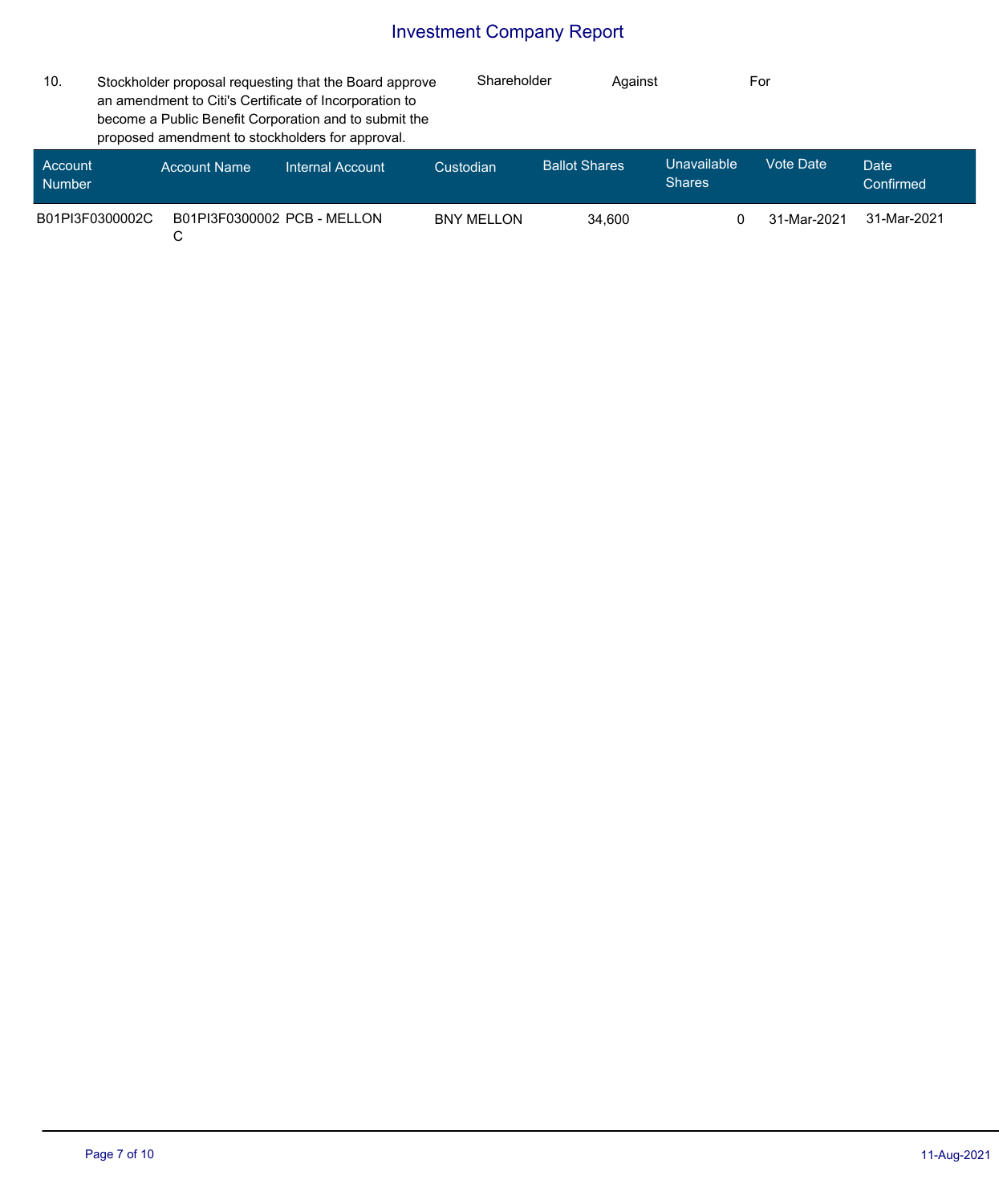| 10. | Stockholder proposal requesting that the Board approve an amendment to Citi's Certificate of Incorporation to become a Public Benefit Corporation and to submit the proposed amendment to stockholders for approval. | Shareholder | Against | For |
|---|---|---|---|---|

| Account Number | Account Name | Internal Account | Custodian | Ballot Shares | Unavailable Shares | Vote Date | Date Confirmed |
|---|---|---|---|---|---|---|---|
| B01PI3F0300002C | B01PI3F0300002C | PCB - MELLON | BNY MELLON | 34,600 | 0 | 31-Mar-2021 | 31-Mar-2021 |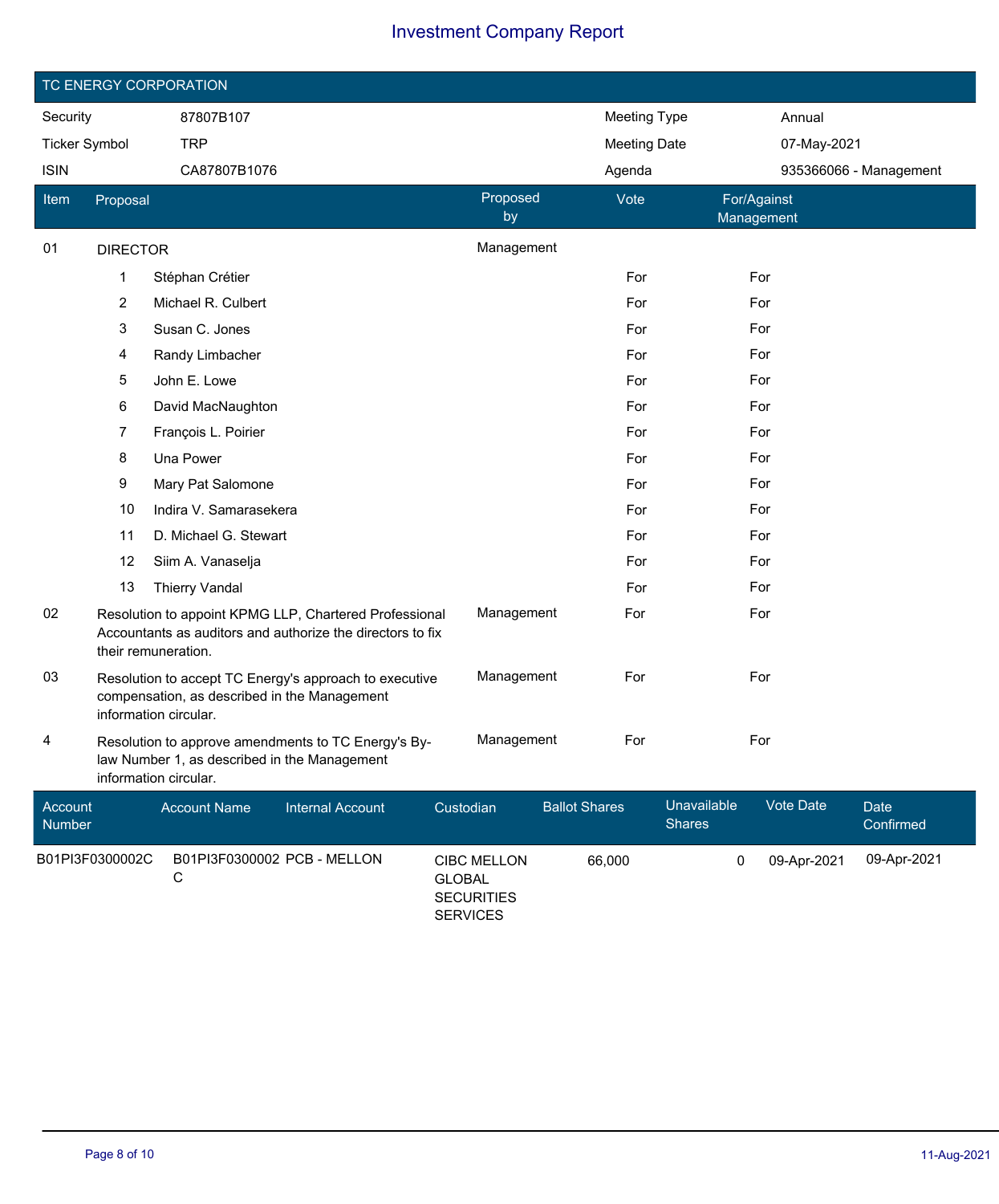# Investment Company Report

## TC ENERGY CORPORATION

| Security | 87807B107 | Meeting Type | Annual |
|---|---|---|---|
| Ticker Symbol | TRP | Meeting Date | 07-May-2021 |
| ISIN | CA87807B1076 | Agenda | 935366066 - Management |

| Item | Proposal | Proposed by | Vote | For/Against Management |
|---|---|---|---|---|
| 01 | DIRECTOR | Management | | |
| | 1 Stéphan Crétier | | For | For |
| | 2 Michael R. Culbert | | For | For |
| | 3 Susan C. Jones | | For | For |
| | 4 Randy Limbacher | | For | For |
| | 5 John E. Lowe | | For | For |
| | 6 David MacNaughton | | For | For |
| | 7 François L. Poirier | | For | For |
| | 8 Una Power | | For | For |
| | 9 Mary Pat Salomone | | For | For |
| | 10 Indira V. Samarasekera | | For | For |
| | 11 D. Michael G. Stewart | | For | For |
| | 12 Siim A. Vanaselja | | For | For |
| | 13 Thierry Vandal | | For | For |
| 02 | Resolution to appoint KPMG LLP, Chartered Professional Accountants as auditors and authorize the directors to fix their remuneration. | Management | For | For |
| 03 | Resolution to accept TC Energy's approach to executive compensation, as described in the Management information circular. | Management | For | For |
| 4 | Resolution to approve amendments to TC Energy's By-law Number 1, as described in the Management information circular. | Management | For | For |

| Account Number | Account Name | Internal Account | Custodian | Ballot Shares | Unavailable Shares | Vote Date | Date Confirmed |
|---|---|---|---|---|---|---|---|
| B01PI3F0300002C | B01PI3F0300002C | PCB - MELLON | CIBC MELLON GLOBAL SECURITIES SERVICES | 66,000 | 0 | 09-Apr-2021 | 09-Apr-2021 |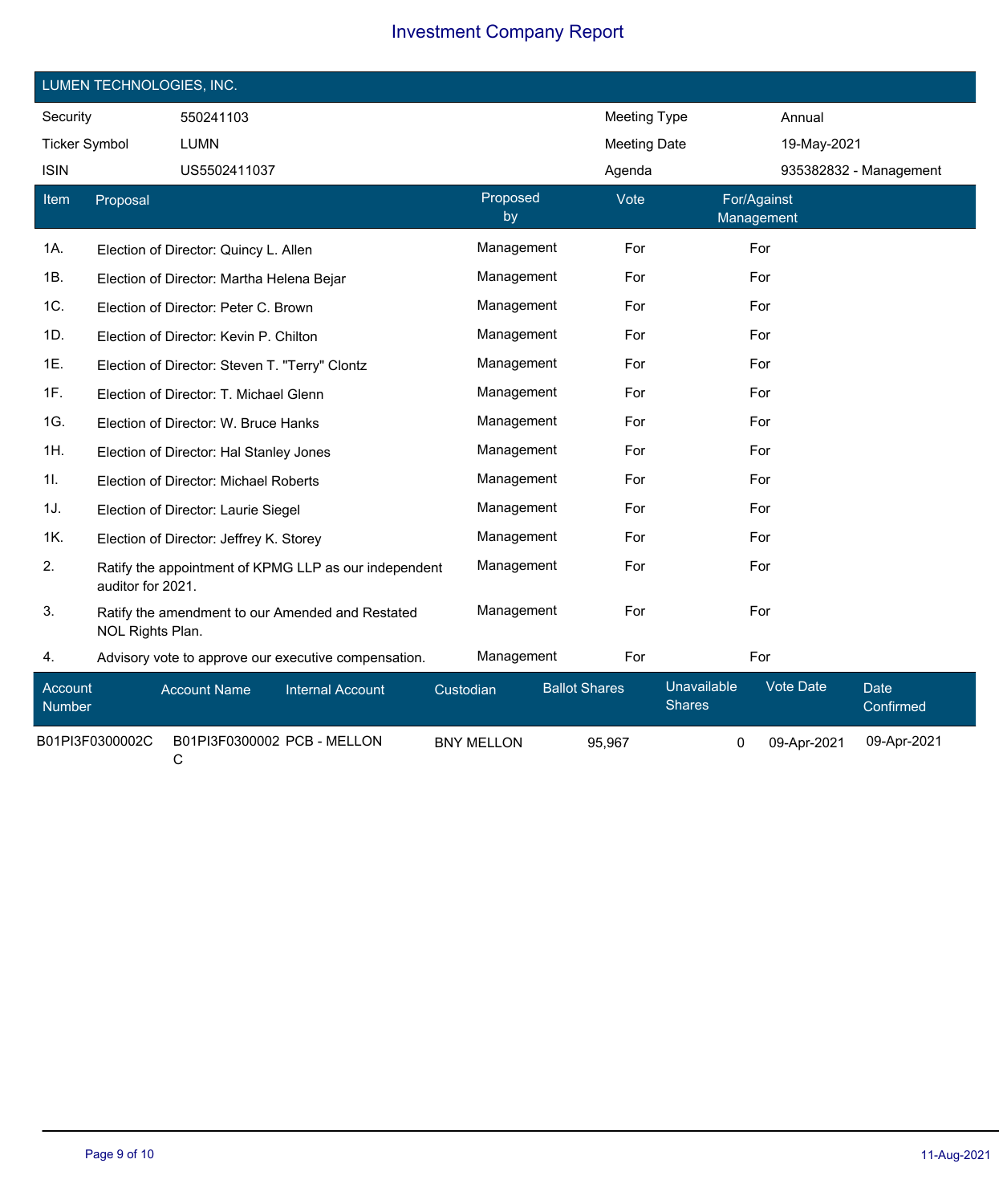# Investment Company Report

## LUMEN TECHNOLOGIES, INC.

| Security | 550241103 | Meeting Type | Annual |
|---|---|---|---|
| Ticker Symbol | LUMN | Meeting Date | 19-May-2021 |
| ISIN | US5502411037 | Agenda | 935382832 - Management |

| Item | Proposal | Proposed by | Vote | For/Against Management |
|---|---|---|---|---|
| 1A. | Election of Director: Quincy L. Allen | Management | For | For |
| 1B. | Election of Director: Martha Helena Bejar | Management | For | For |
| 1C. | Election of Director: Peter C. Brown | Management | For | For |
| 1D. | Election of Director: Kevin P. Chilton | Management | For | For |
| 1E. | Election of Director: Steven T. "Terry" Clontz | Management | For | For |
| 1F. | Election of Director: T. Michael Glenn | Management | For | For |
| 1G. | Election of Director: W. Bruce Hanks | Management | For | For |
| 1H. | Election of Director: Hal Stanley Jones | Management | For | For |
| 1I. | Election of Director: Michael Roberts | Management | For | For |
| 1J. | Election of Director: Laurie Siegel | Management | For | For |
| 1K. | Election of Director: Jeffrey K. Storey | Management | For | For |
| 2. | Ratify the appointment of KPMG LLP as our independent auditor for 2021. | Management | For | For |
| 3. | Ratify the amendment to our Amended and Restated NOL Rights Plan. | Management | For | For |
| 4. | Advisory vote to approve our executive compensation. | Management | For | For |

| Account Number | Account Name | Internal Account | Custodian | Ballot Shares | Unavailable Shares | Vote Date | Date Confirmed |
|---|---|---|---|---|---|---|---|
| B01PI3F0300002C | B01PI3F0300002C | PCB - MELLON | BNY MELLON | 95,967 | 0 | 09-Apr-2021 | 09-Apr-2021 |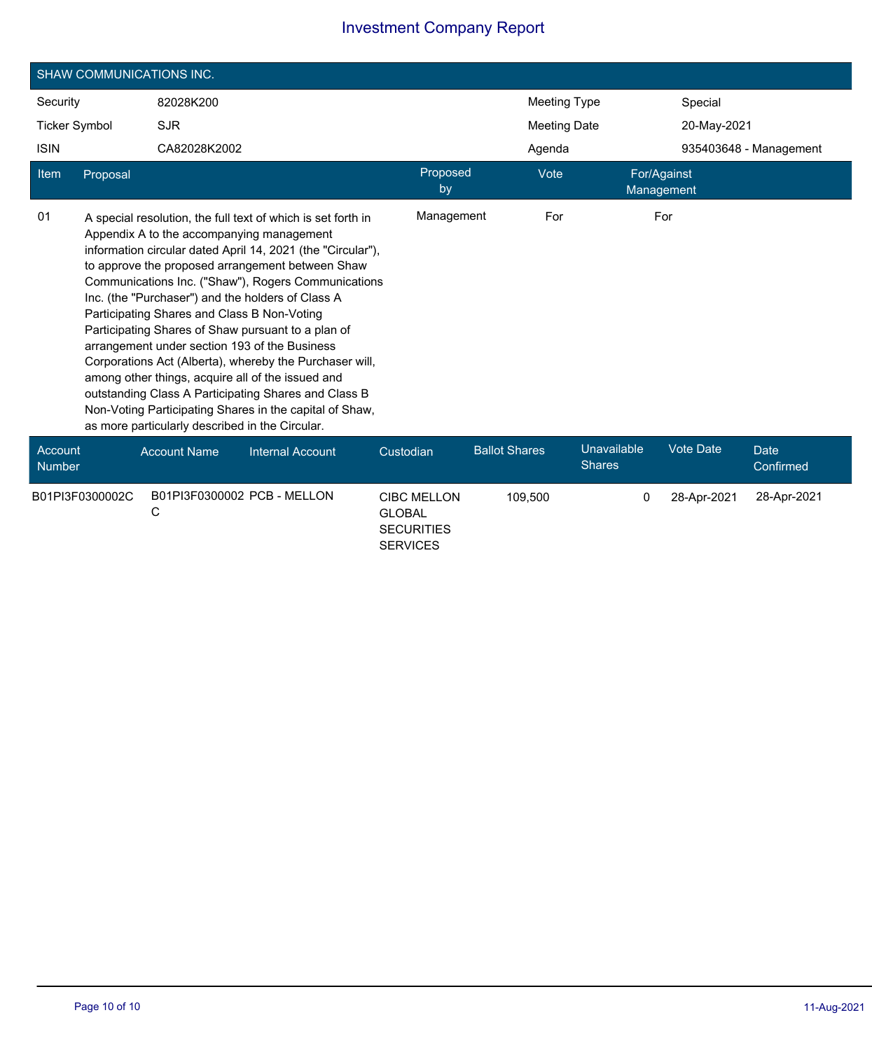# Investment Company Report

## SHAW COMMUNICATIONS INC.

| | | | |
|---|---|---|---|
| Security | 82028K200 | Meeting Type | Special |
| Ticker Symbol | SJR | Meeting Date | 20-May-2021 |
| ISIN | CA82028K2002 | Agenda | 935403648 - Management |

| Item | Proposal | Proposed by | Vote | For/Against Management |
|---|---|---|---|---|
| 01 | A special resolution, the full text of which is set forth in Appendix A to the accompanying management information circular dated April 14, 2021 (the "Circular"), to approve the proposed arrangement between Shaw Communications Inc. ("Shaw"), Rogers Communications Inc. (the "Purchaser") and the holders of Class A Participating Shares and Class B Non-Voting Participating Shares of Shaw pursuant to a plan of arrangement under section 193 of the Business Corporations Act (Alberta), whereby the Purchaser will, among other things, acquire all of the issued and outstanding Class A Participating Shares and Class B Non-Voting Participating Shares in the capital of Shaw, as more particularly described in the Circular. | Management | For | For |

| Account Number | Account Name | Internal Account | Custodian | Ballot Shares | Unavailable Shares | Vote Date | Date Confirmed |
|---|---|---|---|---|---|---|---|
| B01PI3F0300002C | B01PI3F0300002C | PCB - MELLON | CIBC MELLON GLOBAL SECURITIES SERVICES | 109,500 | 0 | 28-Apr-2021 | 28-Apr-2021 |